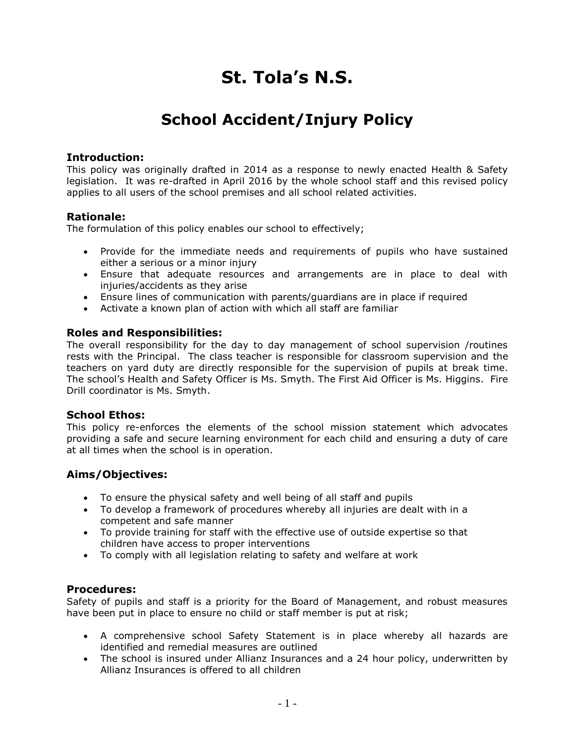# St. Tola's N.S.

## School Accident/Injury Policy

### Introduction:

This policy was originally drafted in 2014 as a response to newly enacted Health & Safety legislation. It was re-drafted in April 2016 by the whole school staff and this revised policy applies to all users of the school premises and all school related activities.

### Rationale:

The formulation of this policy enables our school to effectively;

- Provide for the immediate needs and requirements of pupils who have sustained either a serious or a minor injury
- Ensure that adequate resources and arrangements are in place to deal with injuries/accidents as they arise
- Ensure lines of communication with parents/guardians are in place if required
- Activate a known plan of action with which all staff are familiar

### Roles and Responsibilities:

The overall responsibility for the day to day management of school supervision /routines rests with the Principal. The class teacher is responsible for classroom supervision and the teachers on yard duty are directly responsible for the supervision of pupils at break time. The school's Health and Safety Officer is Ms. Smyth. The First Aid Officer is Ms. Higgins. Fire Drill coordinator is Ms. Smyth.

### School Ethos:

This policy re-enforces the elements of the school mission statement which advocates providing a safe and secure learning environment for each child and ensuring a duty of care at all times when the school is in operation.

### Aims/Objectives:

- To ensure the physical safety and well being of all staff and pupils
- To develop a framework of procedures whereby all injuries are dealt with in a competent and safe manner
- To provide training for staff with the effective use of outside expertise so that children have access to proper interventions
- To comply with all legislation relating to safety and welfare at work

### Procedures:

Safety of pupils and staff is a priority for the Board of Management, and robust measures have been put in place to ensure no child or staff member is put at risk;

- A comprehensive school Safety Statement is in place whereby all hazards are identified and remedial measures are outlined
- The school is insured under Allianz Insurances and a 24 hour policy, underwritten by Allianz Insurances is offered to all children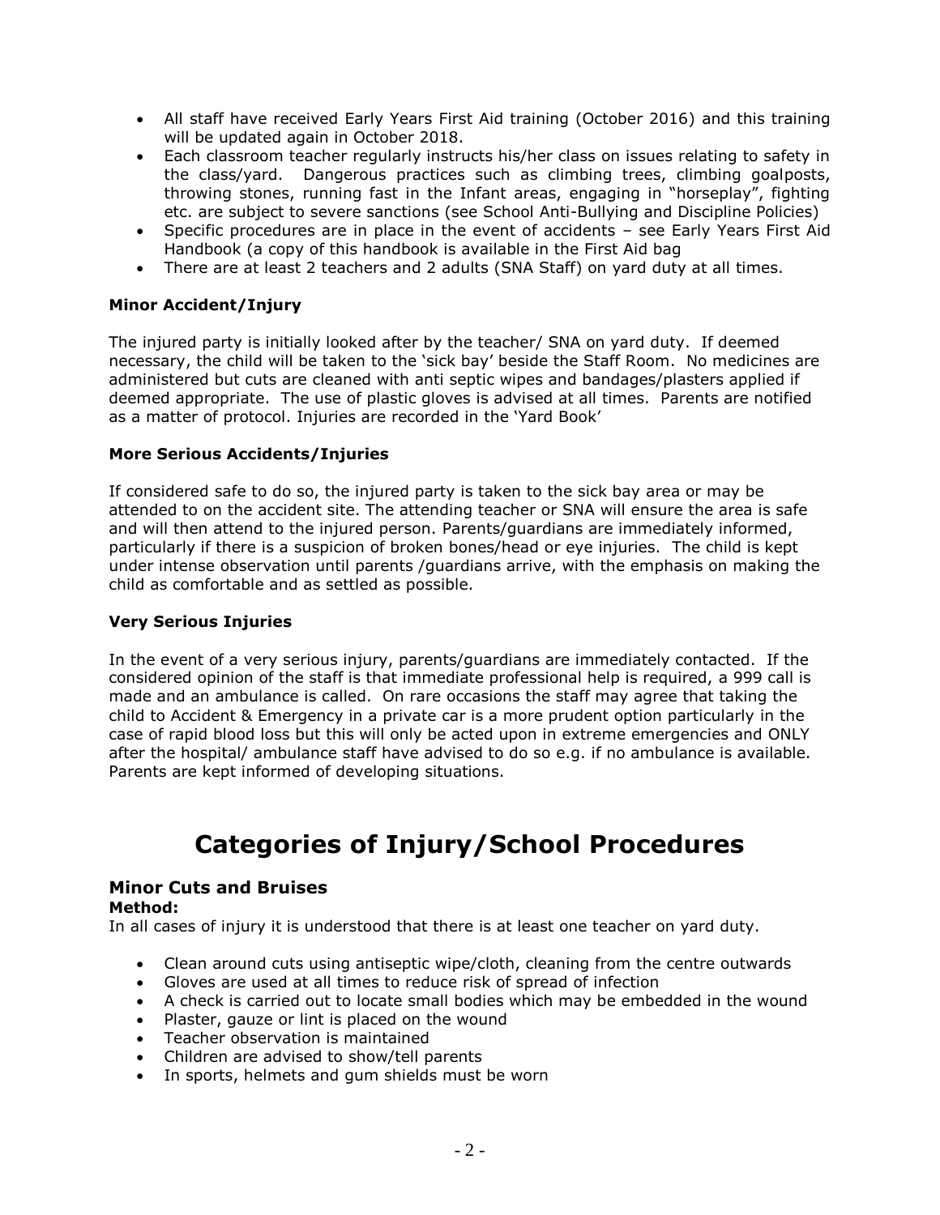- All staff have received Early Years First Aid training (October 2016) and this training will be updated again in October 2018.
- Each classroom teacher regularly instructs his/her class on issues relating to safety in the class/yard. Dangerous practices such as climbing trees, climbing goalposts, throwing stones, running fast in the Infant areas, engaging in "horseplay", fighting etc. are subject to severe sanctions (see School Anti-Bullying and Discipline Policies)
- Specific procedures are in place in the event of accidents – see Early Years First Aid Handbook (a copy of this handbook is available in the First Aid bag
- There are at least 2 teachers and 2 adults (SNA Staff) on yard duty at all times.

**Minor Accident/Injury**

The injured party is initially looked after by the teacher/ SNA on yard duty. If deemed necessary, the child will be taken to the 'sick bay' beside the Staff Room. No medicines are administered but cuts are cleaned with anti septic wipes and bandages/plasters applied if deemed appropriate. The use of plastic gloves is advised at all times. Parents are notified as a matter of protocol. Injuries are recorded in the 'Yard Book'

**More Serious Accidents/Injuries**

If considered safe to do so, the injured party is taken to the sick bay area or may be attended to on the accident site. The attending teacher or SNA will ensure the area is safe and will then attend to the injured person. Parents/guardians are immediately informed, particularly if there is a suspicion of broken bones/head or eye injuries. The child is kept under intense observation until parents /guardians arrive, with the emphasis on making the child as comfortable and as settled as possible.

**Very Serious Injuries**

In the event of a very serious injury, parents/guardians are immediately contacted. If the considered opinion of the staff is that immediate professional help is required, a 999 call is made and an ambulance is called. On rare occasions the staff may agree that taking the child to Accident & Emergency in a private car is a more prudent option particularly in the case of rapid blood loss but this will only be acted upon in extreme emergencies and ONLY after the hospital/ ambulance staff have advised to do so e.g. if no ambulance is available. Parents are kept informed of developing situations.

# Categories of Injury/School Procedures

## Minor Cuts and Bruises

**Method:**

In all cases of injury it is understood that there is at least one teacher on yard duty.

- Clean around cuts using antiseptic wipe/cloth, cleaning from the centre outwards
- Gloves are used at all times to reduce risk of spread of infection
- A check is carried out to locate small bodies which may be embedded in the wound
- Plaster, gauze or lint is placed on the wound
- Teacher observation is maintained
- Children are advised to show/tell parents
- In sports, helmets and gum shields must be worn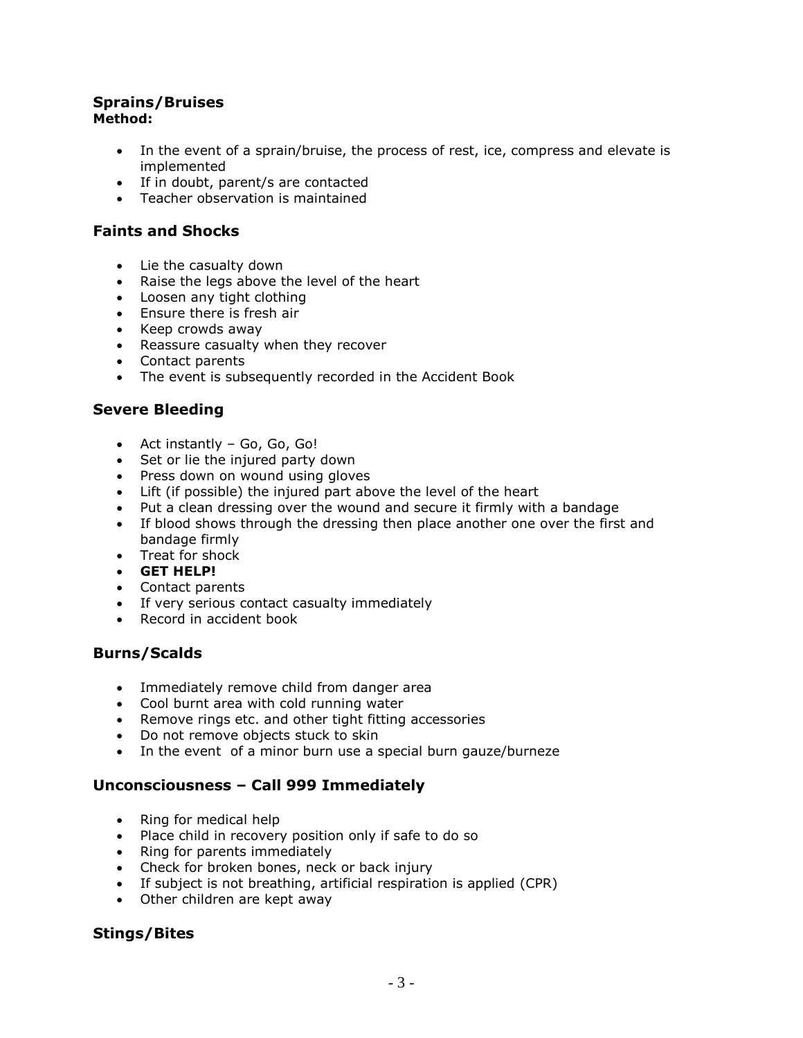## Sprains/Bruises

**Method:**

- In the event of a sprain/bruise, the process of rest, ice, compress and elevate is implemented
- If in doubt, parent/s are contacted
- Teacher observation is maintained

## Faints and Shocks

- Lie the casualty down
- Raise the legs above the level of the heart
- Loosen any tight clothing
- Ensure there is fresh air
- Keep crowds away
- Reassure casualty when they recover
- Contact parents
- The event is subsequently recorded in the Accident Book

## Severe Bleeding

- Act instantly – Go, Go, Go!
- Set or lie the injured party down
- Press down on wound using gloves
- Lift (if possible) the injured part above the level of the heart
- Put a clean dressing over the wound and secure it firmly with a bandage
- If blood shows through the dressing then place another one over the first and bandage firmly
- Treat for shock
- **GET HELP!**
- Contact parents
- If very serious contact casualty immediately
- Record in accident book

## Burns/Scalds

- Immediately remove child from danger area
- Cool burnt area with cold running water
- Remove rings etc. and other tight fitting accessories
- Do not remove objects stuck to skin
- In the event of a minor burn use a special burn gauze/burneze

## Unconsciousness – Call 999 Immediately

- Ring for medical help
- Place child in recovery position only if safe to do so
- Ring for parents immediately
- Check for broken bones, neck or back injury
- If subject is not breathing, artificial respiration is applied (CPR)
- Other children are kept away

## Stings/Bites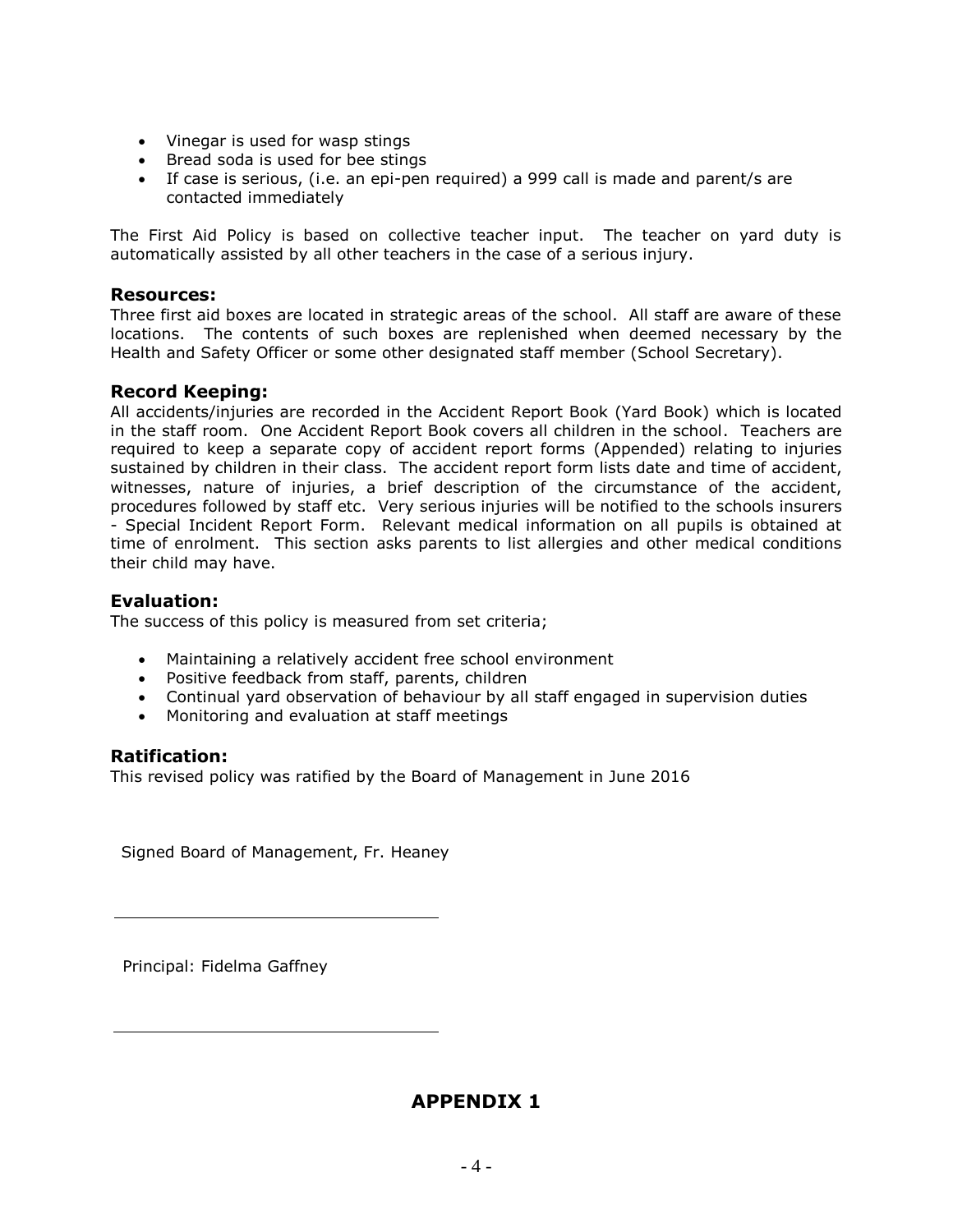- Vinegar is used for wasp stings
- Bread soda is used for bee stings
- If case is serious, (i.e. an epi-pen required) a 999 call is made and parent/s are contacted immediately

The First Aid Policy is based on collective teacher input. The teacher on yard duty is automatically assisted by all other teachers in the case of a serious injury.

### Resources:

Three first aid boxes are located in strategic areas of the school. All staff are aware of these locations. The contents of such boxes are replenished when deemed necessary by the Health and Safety Officer or some other designated staff member (School Secretary).

### Record Keeping:

All accidents/injuries are recorded in the Accident Report Book (Yard Book) which is located in the staff room. One Accident Report Book covers all children in the school. Teachers are required to keep a separate copy of accident report forms (Appended) relating to injuries sustained by children in their class. The accident report form lists date and time of accident, witnesses, nature of injuries, a brief description of the circumstance of the accident, procedures followed by staff etc. Very serious injuries will be notified to the schools insurers - Special Incident Report Form. Relevant medical information on all pupils is obtained at time of enrolment. This section asks parents to list allergies and other medical conditions their child may have.

### Evaluation:

The success of this policy is measured from set criteria;

- Maintaining a relatively accident free school environment
- Positive feedback from staff, parents, children
- Continual yard observation of behaviour by all staff engaged in supervision duties
- Monitoring and evaluation at staff meetings

### Ratification:

This revised policy was ratified by the Board of Management in June 2016

Signed Board of Management, Fr. Heaney

\_\_\_\_\_\_\_\_\_\_\_\_\_\_\_\_\_\_\_\_\_\_\_\_\_\_\_\_\_\_\_\_

Principal: Fidelma Gaffney

\_\_\_\_\_\_\_\_\_\_\_\_\_\_\_\_\_\_\_\_\_\_\_\_\_\_\_\_\_\_\_\_

## APPENDIX 1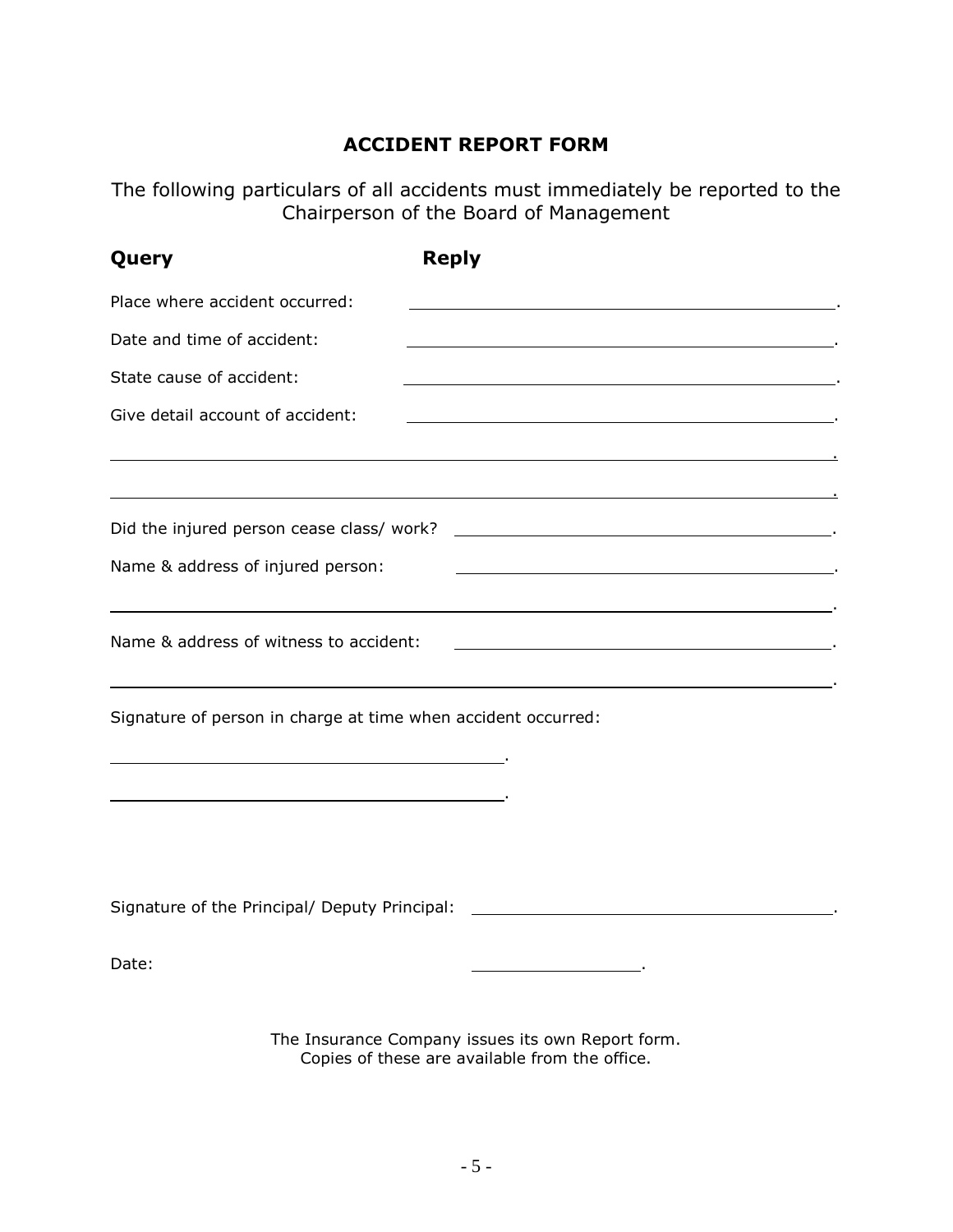# ACCIDENT REPORT FORM

The following particulars of all accidents must immediately be reported to the Chairperson of the Board of Management

**Query** **Reply**

Place where accident occurred: \_\_\_\_\_\_\_\_\_\_\_\_\_\_\_\_\_\_\_\_\_\_\_\_\_\_\_\_\_\_\_\_\_\_\_\_\_\_\_\_.

Date and time of accident: \_\_\_\_\_\_\_\_\_\_\_\_\_\_\_\_\_\_\_\_\_\_\_\_\_\_\_\_\_\_\_\_\_\_\_\_\_\_\_\_.

State cause of accident: \_\_\_\_\_\_\_\_\_\_\_\_\_\_\_\_\_\_\_\_\_\_\_\_\_\_\_\_\_\_\_\_\_\_\_\_\_\_\_\_.

Give detail account of accident: \_\_\_\_\_\_\_\_\_\_\_\_\_\_\_\_\_\_\_\_\_\_\_\_\_\_\_\_\_\_\_\_\_\_\_\_\_\_\_\_.

\_\_\_\_\_\_\_\_\_\_\_\_\_\_\_\_\_\_\_\_\_\_\_\_\_\_\_\_\_\_\_\_\_\_\_\_\_\_\_\_\_\_\_\_\_\_\_\_\_\_\_\_\_\_\_\_\_\_\_\_\_\_\_\_\_\_\_\_.

\_\_\_\_\_\_\_\_\_\_\_\_\_\_\_\_\_\_\_\_\_\_\_\_\_\_\_\_\_\_\_\_\_\_\_\_\_\_\_\_\_\_\_\_\_\_\_\_\_\_\_\_\_\_\_\_\_\_\_\_\_\_\_\_\_\_\_\_.

Did the injured person cease class/ work? \_\_\_\_\_\_\_\_\_\_\_\_\_\_\_\_\_\_\_\_\_\_\_\_\_\_\_\_\_\_\_\_\_\_\_\_\_\_\_\_.

Name & address of injured person: \_\_\_\_\_\_\_\_\_\_\_\_\_\_\_\_\_\_\_\_\_\_\_\_\_\_\_\_\_\_\_\_\_\_\_\_\_\_\_\_.

\_\_\_\_\_\_\_\_\_\_\_\_\_\_\_\_\_\_\_\_\_\_\_\_\_\_\_\_\_\_\_\_\_\_\_\_\_\_\_\_\_\_\_\_\_\_\_\_\_\_\_\_\_\_\_\_\_\_\_\_\_\_\_\_\_\_\_\_.

Name & address of witness to accident: \_\_\_\_\_\_\_\_\_\_\_\_\_\_\_\_\_\_\_\_\_\_\_\_\_\_\_\_\_\_\_\_\_\_\_\_\_\_\_\_.

\_\_\_\_\_\_\_\_\_\_\_\_\_\_\_\_\_\_\_\_\_\_\_\_\_\_\_\_\_\_\_\_\_\_\_\_\_\_\_\_\_\_\_\_\_\_\_\_\_\_\_\_\_\_\_\_\_\_\_\_\_\_\_\_\_\_\_\_.

Signature of person in charge at time when accident occurred:

\_\_\_\_\_\_\_\_\_\_\_\_\_\_\_\_\_\_\_\_\_\_\_\_\_\_\_\_\_\_\_\_\_\_\_\_\_\_\_\_.

\_\_\_\_\_\_\_\_\_\_\_\_\_\_\_\_\_\_\_\_\_\_\_\_\_\_\_\_\_\_\_\_\_\_\_\_\_\_\_\_.

Signature of the Principal/ Deputy Principal: \_\_\_\_\_\_\_\_\_\_\_\_\_\_\_\_\_\_\_\_\_\_\_\_\_\_\_\_\_\_\_\_\_\_\_\_\_\_\_\_.

Date: \_\_\_\_\_\_\_\_\_\_\_\_\_\_\_\_\_\_\_\_.

The Insurance Company issues its own Report form.
Copies of these are available from the office.